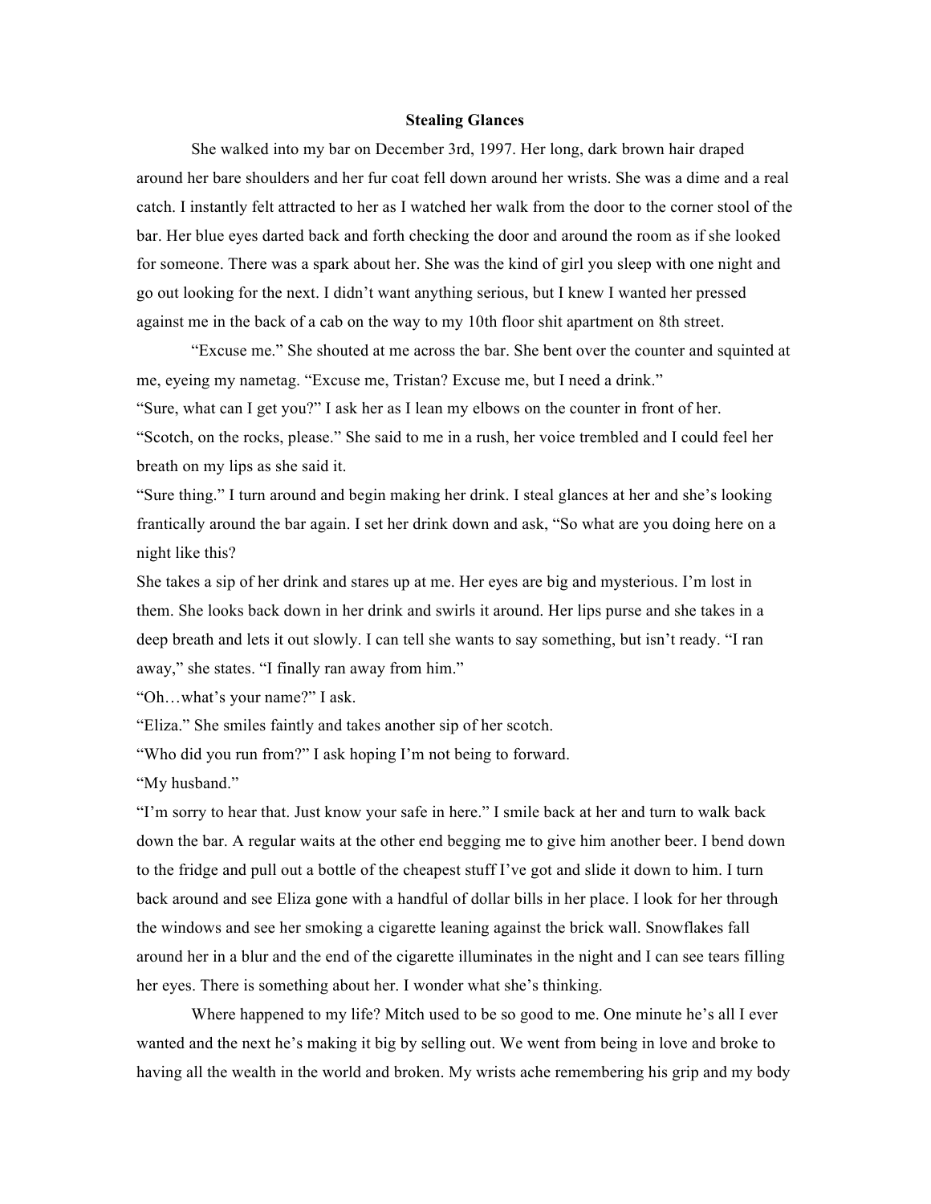**Stealing Glances**

She walked into my bar on December 3rd, 1997. Her long, dark brown hair draped around her bare shoulders and her fur coat fell down around her wrists. She was a dime and a real catch. I instantly felt attracted to her as I watched her walk from the door to the corner stool of the bar. Her blue eyes darted back and forth checking the door and around the room as if she looked for someone. There was a spark about her. She was the kind of girl you sleep with one night and go out looking for the next. I didn't want anything serious, but I knew I wanted her pressed against me in the back of a cab on the way to my 10th floor shit apartment on 8th street.

"Excuse me." She shouted at me across the bar. She bent over the counter and squinted at me, eyeing my nametag. "Excuse me, Tristan? Excuse me, but I need a drink."

"Sure, what can I get you?" I ask her as I lean my elbows on the counter in front of her.

"Scotch, on the rocks, please." She said to me in a rush, her voice trembled and I could feel her breath on my lips as she said it.

"Sure thing." I turn around and begin making her drink. I steal glances at her and she's looking frantically around the bar again. I set her drink down and ask, "So what are you doing here on a night like this?

She takes a sip of her drink and stares up at me. Her eyes are big and mysterious. I'm lost in them. She looks back down in her drink and swirls it around. Her lips purse and she takes in a deep breath and lets it out slowly. I can tell she wants to say something, but isn't ready. "I ran away," she states. "I finally ran away from him."

"Oh…what's your name?" I ask.

"Eliza." She smiles faintly and takes another sip of her scotch.

"Who did you run from?" I ask hoping I'm not being to forward.

"My husband."

"I'm sorry to hear that. Just know your safe in here." I smile back at her and turn to walk back down the bar. A regular waits at the other end begging me to give him another beer. I bend down to the fridge and pull out a bottle of the cheapest stuff I've got and slide it down to him. I turn back around and see Eliza gone with a handful of dollar bills in her place. I look for her through the windows and see her smoking a cigarette leaning against the brick wall. Snowflakes fall around her in a blur and the end of the cigarette illuminates in the night and I can see tears filling her eyes. There is something about her. I wonder what she's thinking.

Where happened to my life? Mitch used to be so good to me. One minute he's all I ever wanted and the next he's making it big by selling out. We went from being in love and broke to having all the wealth in the world and broken. My wrists ache remembering his grip and my body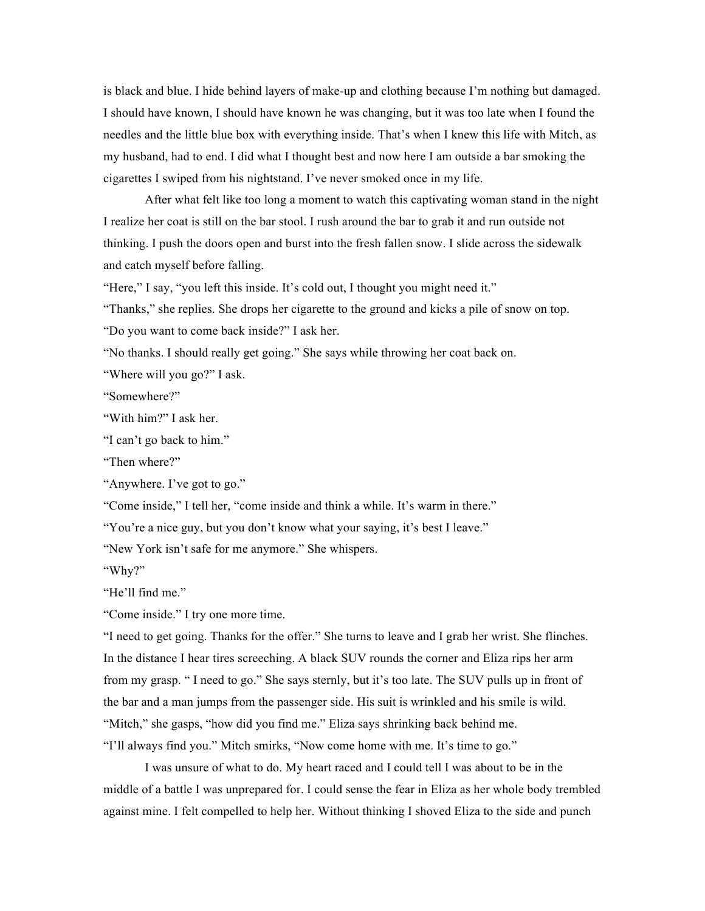is black and blue. I hide behind layers of make-up and clothing because I'm nothing but damaged. I should have known, I should have known he was changing, but it was too late when I found the needles and the little blue box with everything inside. That's when I knew this life with Mitch, as my husband, had to end. I did what I thought best and now here I am outside a bar smoking the cigarettes I swiped from his nightstand. I've never smoked once in my life.

After what felt like too long a moment to watch this captivating woman stand in the night I realize her coat is still on the bar stool. I rush around the bar to grab it and run outside not thinking. I push the doors open and burst into the fresh fallen snow. I slide across the sidewalk and catch myself before falling.

"Here," I say, "you left this inside. It's cold out, I thought you might need it."

"Thanks," she replies. She drops her cigarette to the ground and kicks a pile of snow on top.

"Do you want to come back inside?" I ask her.

"No thanks. I should really get going." She says while throwing her coat back on.

"Where will you go?" I ask.

"Somewhere?"

"With him?" I ask her.

"I can't go back to him."

"Then where?"

"Anywhere. I've got to go."

"Come inside," I tell her, "come inside and think a while. It's warm in there."

"You're a nice guy, but you don't know what your saying, it's best I leave."

"New York isn't safe for me anymore." She whispers.

"Why?"

"He'll find me."

"Come inside." I try one more time.

"I need to get going. Thanks for the offer." She turns to leave and I grab her wrist. She flinches. In the distance I hear tires screeching. A black SUV rounds the corner and Eliza rips her arm from my grasp. " I need to go." She says sternly, but it's too late. The SUV pulls up in front of the bar and a man jumps from the passenger side. His suit is wrinkled and his smile is wild.

"Mitch," she gasps, "how did you find me." Eliza says shrinking back behind me.

"I'll always find you." Mitch smirks, "Now come home with me. It's time to go."

I was unsure of what to do. My heart raced and I could tell I was about to be in the middle of a battle I was unprepared for. I could sense the fear in Eliza as her whole body trembled against mine. I felt compelled to help her. Without thinking I shoved Eliza to the side and punch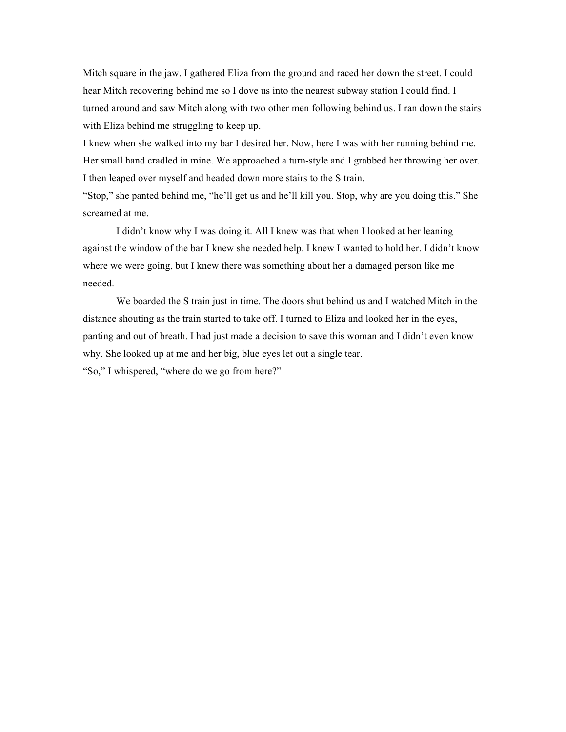Mitch square in the jaw. I gathered Eliza from the ground and raced her down the street. I could hear Mitch recovering behind me so I dove us into the nearest subway station I could find. I turned around and saw Mitch along with two other men following behind us. I ran down the stairs with Eliza behind me struggling to keep up.

I knew when she walked into my bar I desired her. Now, here I was with her running behind me. Her small hand cradled in mine. We approached a turn-style and I grabbed her throwing her over. I then leaped over myself and headed down more stairs to the S train.

"Stop," she panted behind me, "he'll get us and he'll kill you. Stop, why are you doing this." She screamed at me.

I didn't know why I was doing it. All I knew was that when I looked at her leaning against the window of the bar I knew she needed help. I knew I wanted to hold her. I didn't know where we were going, but I knew there was something about her a damaged person like me needed.

We boarded the S train just in time. The doors shut behind us and I watched Mitch in the distance shouting as the train started to take off. I turned to Eliza and looked her in the eyes, panting and out of breath. I had just made a decision to save this woman and I didn't even know why. She looked up at me and her big, blue eyes let out a single tear.

"So," I whispered, "where do we go from here?"